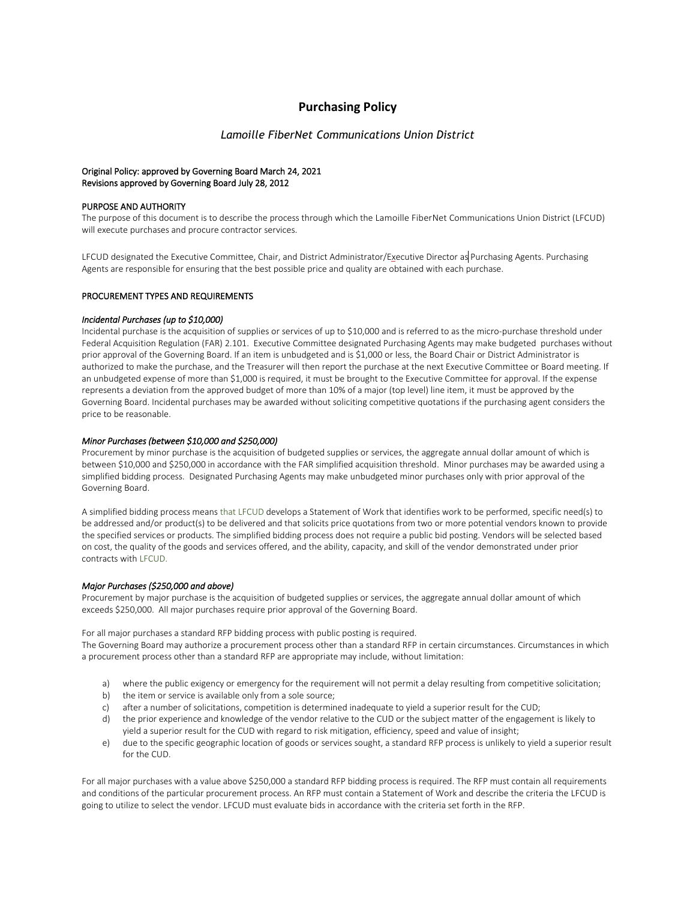# Purchasing Policy

## *Lamoille FiberNet Communications Union District*

**Original Policy: approved by Governing Board March 24, 2021**
**Revisions approved by Governing Board July 28, 2012**

**PURPOSE AND AUTHORITY**

The purpose of this document is to describe the process through which the Lamoille FiberNet Communications Union District (LFCUD) will execute purchases and procure contractor services.

LFCUD designated the Executive Committee, Chair, and District Administrator/Executive Director as Purchasing Agents. Purchasing Agents are responsible for ensuring that the best possible price and quality are obtained with each purchase.

**PROCUREMENT TYPES AND REQUIREMENTS**

***Incidental Purchases (up to $10,000)***

Incidental purchase is the acquisition of supplies or services of up to $10,000 and is referred to as the micro-purchase threshold under Federal Acquisition Regulation (FAR) 2.101. Executive Committee designated Purchasing Agents may make budgeted purchases without prior approval of the Governing Board. If an item is unbudgeted and is $1,000 or less, the Board Chair or District Administrator is authorized to make the purchase, and the Treasurer will then report the purchase at the next Executive Committee or Board meeting. If an unbudgeted expense of more than $1,000 is required, it must be brought to the Executive Committee for approval. If the expense represents a deviation from the approved budget of more than 10% of a major (top level) line item, it must be approved by the Governing Board. Incidental purchases may be awarded without soliciting competitive quotations if the purchasing agent considers the price to be reasonable.

***Minor Purchases (between $10,000 and $250,000)***

Procurement by minor purchase is the acquisition of budgeted supplies or services, the aggregate annual dollar amount of which is between $10,000 and $250,000 in accordance with the FAR simplified acquisition threshold. Minor purchases may be awarded using a simplified bidding process. Designated Purchasing Agents may make unbudgeted minor purchases only with prior approval of the Governing Board.

A simplified bidding process means that LFCUD develops a Statement of Work that identifies work to be performed, specific need(s) to be addressed and/or product(s) to be delivered and that solicits price quotations from two or more potential vendors known to provide the specified services or products. The simplified bidding process does not require a public bid posting. Vendors will be selected based on cost, the quality of the goods and services offered, and the ability, capacity, and skill of the vendor demonstrated under prior contracts with LFCUD.

***Major Purchases ($250,000 and above)***

Procurement by major purchase is the acquisition of budgeted supplies or services, the aggregate annual dollar amount of which exceeds $250,000. All major purchases require prior approval of the Governing Board.

For all major purchases a standard RFP bidding process with public posting is required.
The Governing Board may authorize a procurement process other than a standard RFP in certain circumstances. Circumstances in which a procurement process other than a standard RFP are appropriate may include, without limitation:

a) where the public exigency or emergency for the requirement will not permit a delay resulting from competitive solicitation;
b) the item or service is available only from a sole source;
c) after a number of solicitations, competition is determined inadequate to yield a superior result for the CUD;
d) the prior experience and knowledge of the vendor relative to the CUD or the subject matter of the engagement is likely to yield a superior result for the CUD with regard to risk mitigation, efficiency, speed and value of insight;
e) due to the specific geographic location of goods or services sought, a standard RFP process is unlikely to yield a superior result for the CUD.

For all major purchases with a value above $250,000 a standard RFP bidding process is required. The RFP must contain all requirements and conditions of the particular procurement process. An RFP must contain a Statement of Work and describe the criteria the LFCUD is going to utilize to select the vendor. LFCUD must evaluate bids in accordance with the criteria set forth in the RFP.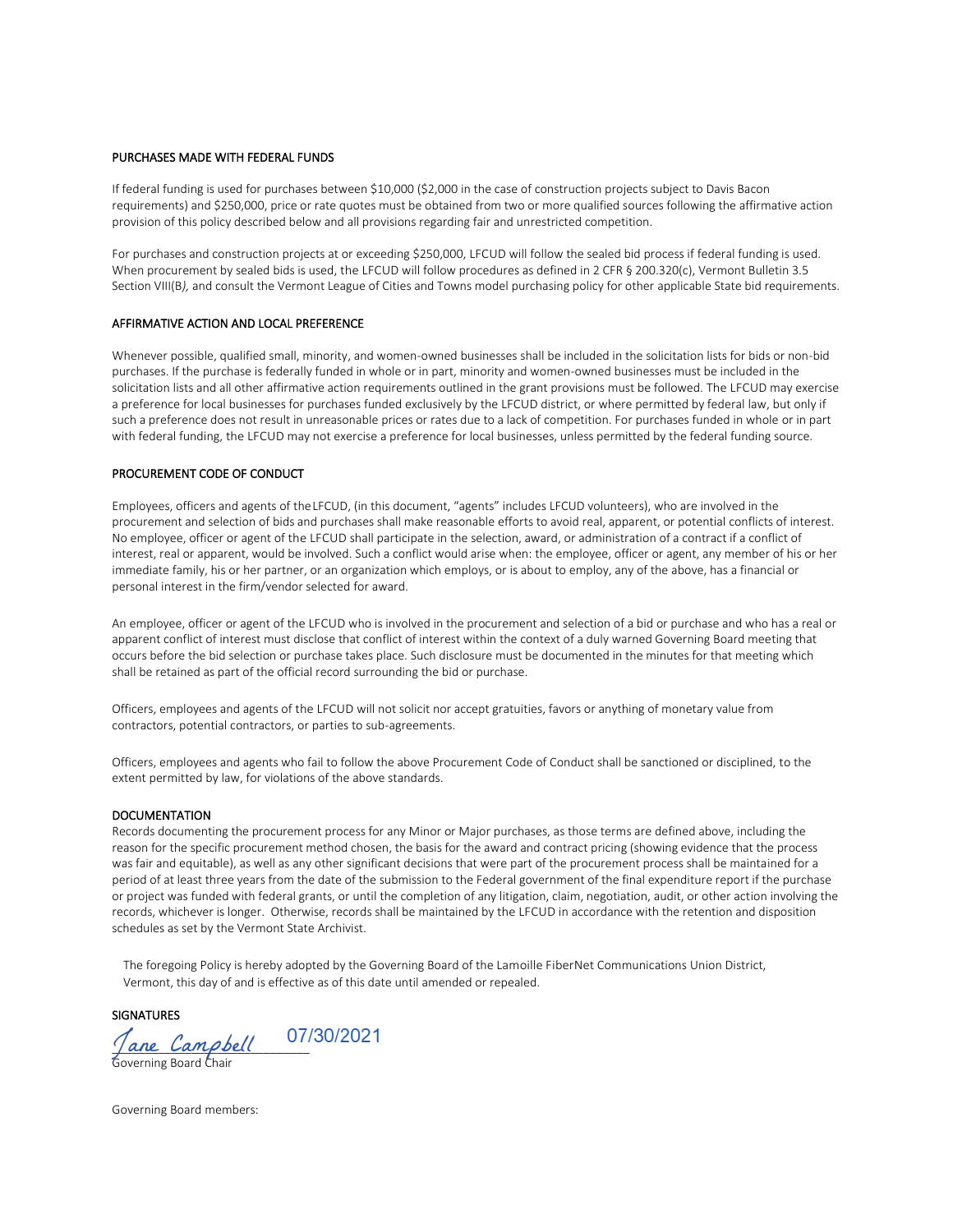### PURCHASES MADE WITH FEDERAL FUNDS

If federal funding is used for purchases between $10,000 ($2,000 in the case of construction projects subject to Davis Bacon requirements) and $250,000, price or rate quotes must be obtained from two or more qualified sources following the affirmative action provision of this policy described below and all provisions regarding fair and unrestricted competition.

For purchases and construction projects at or exceeding $250,000, LFCUD will follow the sealed bid process if federal funding is used. When procurement by sealed bids is used, the LFCUD will follow procedures as defined in 2 CFR § 200.320(c), Vermont Bulletin 3.5 Section VIII(B*),* and consult the Vermont League of Cities and Towns model purchasing policy for other applicable State bid requirements.

### AFFIRMATIVE ACTION AND LOCAL PREFERENCE

Whenever possible, qualified small, minority, and women-owned businesses shall be included in the solicitation lists for bids or non-bid purchases. If the purchase is federally funded in whole or in part, minority and women-owned businesses must be included in the solicitation lists and all other affirmative action requirements outlined in the grant provisions must be followed. The LFCUD may exercise a preference for local businesses for purchases funded exclusively by the LFCUD district, or where permitted by federal law, but only if such a preference does not result in unreasonable prices or rates due to a lack of competition. For purchases funded in whole or in part with federal funding, the LFCUD may not exercise a preference for local businesses, unless permitted by the federal funding source.

### PROCUREMENT CODE OF CONDUCT

Employees, officers and agents of the LFCUD, (in this document, "agents" includes LFCUD volunteers), who are involved in the procurement and selection of bids and purchases shall make reasonable efforts to avoid real, apparent, or potential conflicts of interest. No employee, officer or agent of the LFCUD shall participate in the selection, award, or administration of a contract if a conflict of interest, real or apparent, would be involved. Such a conflict would arise when: the employee, officer or agent, any member of his or her immediate family, his or her partner, or an organization which employs, or is about to employ, any of the above, has a financial or personal interest in the firm/vendor selected for award.

An employee, officer or agent of the LFCUD who is involved in the procurement and selection of a bid or purchase and who has a real or apparent conflict of interest must disclose that conflict of interest within the context of a duly warned Governing Board meeting that occurs before the bid selection or purchase takes place. Such disclosure must be documented in the minutes for that meeting which shall be retained as part of the official record surrounding the bid or purchase.

Officers, employees and agents of the LFCUD will not solicit nor accept gratuities, favors or anything of monetary value from contractors, potential contractors, or parties to sub-agreements.

Officers, employees and agents who fail to follow the above Procurement Code of Conduct shall be sanctioned or disciplined, to the extent permitted by law, for violations of the above standards.

### DOCUMENTATION

Records documenting the procurement process for any Minor or Major purchases, as those terms are defined above, including the reason for the specific procurement method chosen, the basis for the award and contract pricing (showing evidence that the process was fair and equitable), as well as any other significant decisions that were part of the procurement process shall be maintained for a period of at least three years from the date of the submission to the Federal government of the final expenditure report if the purchase or project was funded with federal grants, or until the completion of any litigation, claim, negotiation, audit, or other action involving the records, whichever is longer. Otherwise, records shall be maintained by the LFCUD in accordance with the retention and disposition schedules as set by the Vermont State Archivist.

The foregoing Policy is hereby adopted by the Governing Board of the Lamoille FiberNet Communications Union District, Vermont, this day of and is effective as of this date until amended or repealed.

### SIGNATURES

Jane Campbell 07/30/2021
Governing Board Chair

Governing Board members: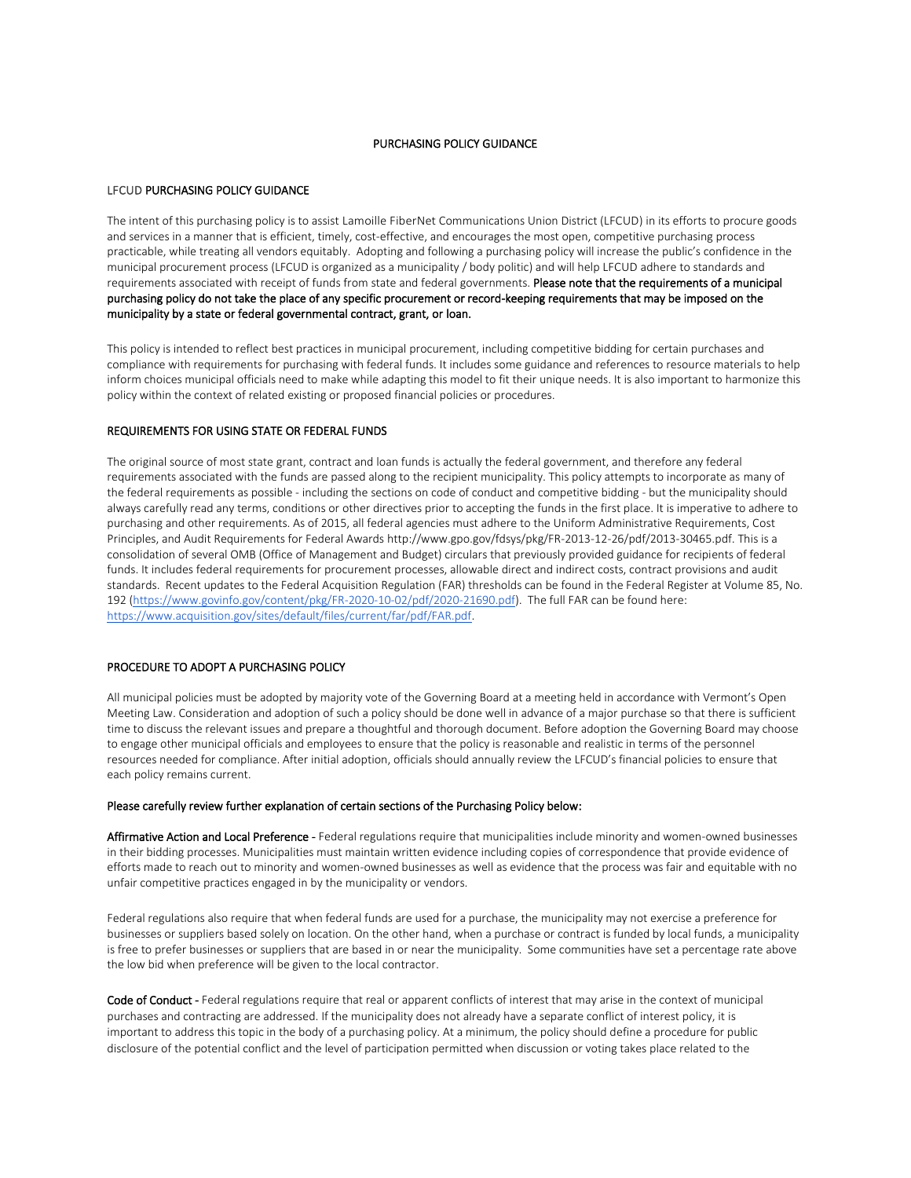# PURCHASING POLICY GUIDANCE

## LFCUD PURCHASING POLICY GUIDANCE

The intent of this purchasing policy is to assist Lamoille FiberNet Communications Union District (LFCUD) in its efforts to procure goods and services in a manner that is efficient, timely, cost-effective, and encourages the most open, competitive purchasing process practicable, while treating all vendors equitably. Adopting and following a purchasing policy will increase the public's confidence in the municipal procurement process (LFCUD is organized as a municipality / body politic) and will help LFCUD adhere to standards and requirements associated with receipt of funds from state and federal governments. **Please note that the requirements of a municipal purchasing policy do not take the place of any specific procurement or record-keeping requirements that may be imposed on the municipality by a state or federal governmental contract, grant, or loan.**

This policy is intended to reflect best practices in municipal procurement, including competitive bidding for certain purchases and compliance with requirements for purchasing with federal funds. It includes some guidance and references to resource materials to help inform choices municipal officials need to make while adapting this model to fit their unique needs. It is also important to harmonize this policy within the context of related existing or proposed financial policies or procedures.

## REQUIREMENTS FOR USING STATE OR FEDERAL FUNDS

The original source of most state grant, contract and loan funds is actually the federal government, and therefore any federal requirements associated with the funds are passed along to the recipient municipality. This policy attempts to incorporate as many of the federal requirements as possible - including the sections on code of conduct and competitive bidding - but the municipality should always carefully read any terms, conditions or other directives prior to accepting the funds in the first place. It is imperative to adhere to purchasing and other requirements. As of 2015, all federal agencies must adhere to the Uniform Administrative Requirements, Cost Principles, and Audit Requirements for Federal Awards http://www.gpo.gov/fdsys/pkg/FR-2013-12-26/pdf/2013-30465.pdf. This is a consolidation of several OMB (Office of Management and Budget) circulars that previously provided guidance for recipients of federal funds. It includes federal requirements for procurement processes, allowable direct and indirect costs, contract provisions and audit standards. Recent updates to the Federal Acquisition Regulation (FAR) thresholds can be found in the Federal Register at Volume 85, No. 192 (https://www.govinfo.gov/content/pkg/FR-2020-10-02/pdf/2020-21690.pdf). The full FAR can be found here: https://www.acquisition.gov/sites/default/files/current/far/pdf/FAR.pdf.

## PROCEDURE TO ADOPT A PURCHASING POLICY

All municipal policies must be adopted by majority vote of the Governing Board at a meeting held in accordance with Vermont's Open Meeting Law. Consideration and adoption of such a policy should be done well in advance of a major purchase so that there is sufficient time to discuss the relevant issues and prepare a thoughtful and thorough document. Before adoption the Governing Board may choose to engage other municipal officials and employees to ensure that the policy is reasonable and realistic in terms of the personnel resources needed for compliance. After initial adoption, officials should annually review the LFCUD's financial policies to ensure that each policy remains current.

**Please carefully review further explanation of certain sections of the Purchasing Policy below:**

**Affirmative Action and Local Preference -** Federal regulations require that municipalities include minority and women-owned businesses in their bidding processes. Municipalities must maintain written evidence including copies of correspondence that provide evidence of efforts made to reach out to minority and women-owned businesses as well as evidence that the process was fair and equitable with no unfair competitive practices engaged in by the municipality or vendors.

Federal regulations also require that when federal funds are used for a purchase, the municipality may not exercise a preference for businesses or suppliers based solely on location. On the other hand, when a purchase or contract is funded by local funds, a municipality is free to prefer businesses or suppliers that are based in or near the municipality. Some communities have set a percentage rate above the low bid when preference will be given to the local contractor.

**Code of Conduct -** Federal regulations require that real or apparent conflicts of interest that may arise in the context of municipal purchases and contracting are addressed. If the municipality does not already have a separate conflict of interest policy, it is important to address this topic in the body of a purchasing policy. At a minimum, the policy should define a procedure for public disclosure of the potential conflict and the level of participation permitted when discussion or voting takes place related to the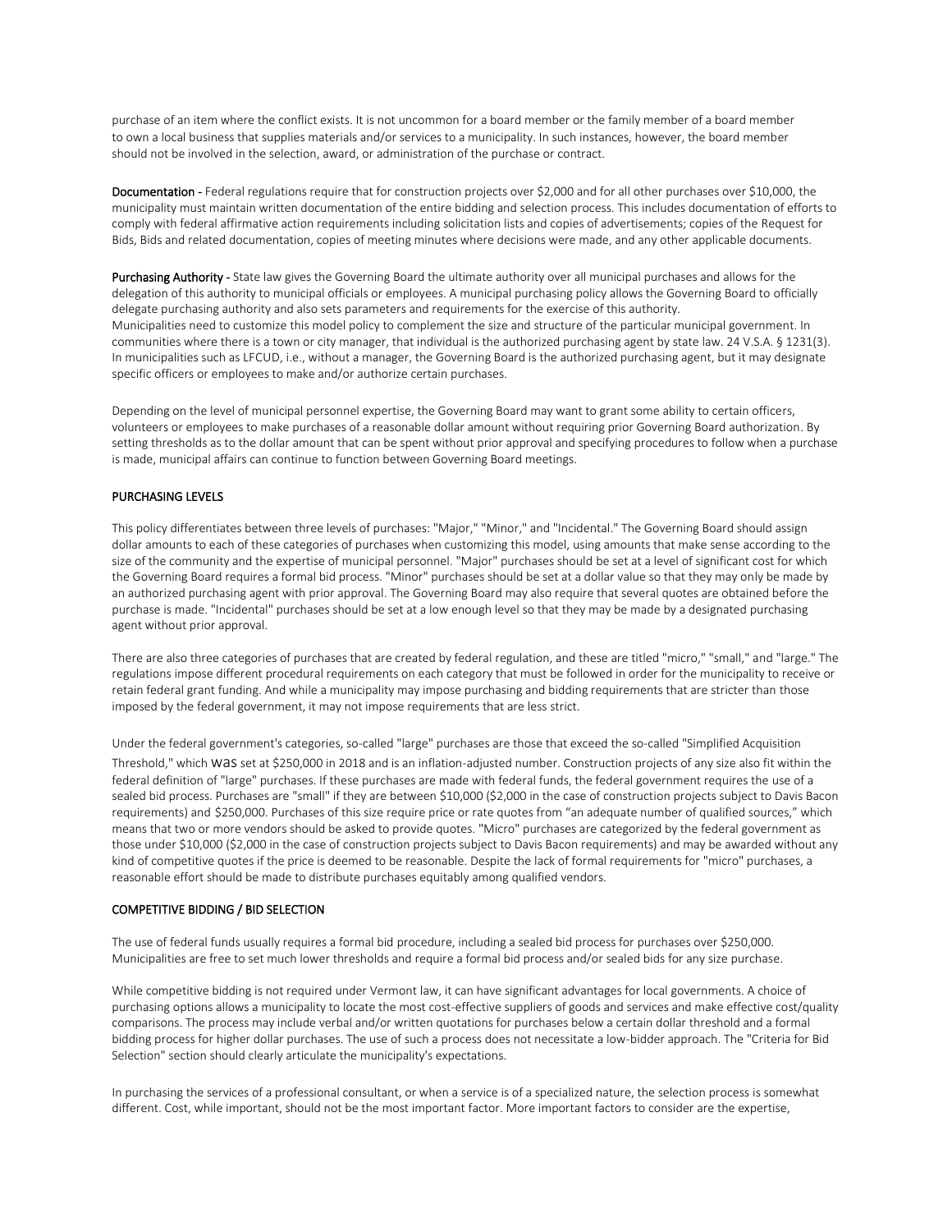purchase of an item where the conflict exists. It is not uncommon for a board member or the family member of a board member to own a local business that supplies materials and/or services to a municipality. In such instances, however, the board member should not be involved in the selection, award, or administration of the purchase or contract.

**Documentation** - Federal regulations require that for construction projects over $2,000 and for all other purchases over $10,000, the municipality must maintain written documentation of the entire bidding and selection process. This includes documentation of efforts to comply with federal affirmative action requirements including solicitation lists and copies of advertisements; copies of the Request for Bids, Bids and related documentation, copies of meeting minutes where decisions were made, and any other applicable documents.

**Purchasing Authority** - State law gives the Governing Board the ultimate authority over all municipal purchases and allows for the delegation of this authority to municipal officials or employees. A municipal purchasing policy allows the Governing Board to officially delegate purchasing authority and also sets parameters and requirements for the exercise of this authority.
Municipalities need to customize this model policy to complement the size and structure of the particular municipal government. In communities where there is a town or city manager, that individual is the authorized purchasing agent by state law. 24 V.S.A. § 1231(3). In municipalities such as LFCUD, i.e., without a manager, the Governing Board is the authorized purchasing agent, but it may designate specific officers or employees to make and/or authorize certain purchases.

Depending on the level of municipal personnel expertise, the Governing Board may want to grant some ability to certain officers, volunteers or employees to make purchases of a reasonable dollar amount without requiring prior Governing Board authorization. By setting thresholds as to the dollar amount that can be spent without prior approval and specifying procedures to follow when a purchase is made, municipal affairs can continue to function between Governing Board meetings.

## PURCHASING LEVELS

This policy differentiates between three levels of purchases: "Major," "Minor," and "Incidental." The Governing Board should assign dollar amounts to each of these categories of purchases when customizing this model, using amounts that make sense according to the size of the community and the expertise of municipal personnel. "Major" purchases should be set at a level of significant cost for which the Governing Board requires a formal bid process. "Minor" purchases should be set at a dollar value so that they may only be made by an authorized purchasing agent with prior approval. The Governing Board may also require that several quotes are obtained before the purchase is made. "Incidental" purchases should be set at a low enough level so that they may be made by a designated purchasing agent without prior approval.

There are also three categories of purchases that are created by federal regulation, and these are titled "micro," "small," and "large." The regulations impose different procedural requirements on each category that must be followed in order for the municipality to receive or retain federal grant funding. And while a municipality may impose purchasing and bidding requirements that are stricter than those imposed by the federal government, it may not impose requirements that are less strict.

Under the federal government's categories, so-called "large" purchases are those that exceed the so-called "Simplified Acquisition Threshold," which was set at $250,000 in 2018 and is an inflation-adjusted number. Construction projects of any size also fit within the federal definition of "large" purchases. If these purchases are made with federal funds, the federal government requires the use of a sealed bid process. Purchases are "small" if they are between $10,000 ($2,000 in the case of construction projects subject to Davis Bacon requirements) and $250,000. Purchases of this size require price or rate quotes from "an adequate number of qualified sources," which means that two or more vendors should be asked to provide quotes. "Micro" purchases are categorized by the federal government as those under $10,000 ($2,000 in the case of construction projects subject to Davis Bacon requirements) and may be awarded without any kind of competitive quotes if the price is deemed to be reasonable. Despite the lack of formal requirements for "micro" purchases, a reasonable effort should be made to distribute purchases equitably among qualified vendors.

## COMPETITIVE BIDDING / BID SELECTION

The use of federal funds usually requires a formal bid procedure, including a sealed bid process for purchases over $250,000. Municipalities are free to set much lower thresholds and require a formal bid process and/or sealed bids for any size purchase.

While competitive bidding is not required under Vermont law, it can have significant advantages for local governments. A choice of purchasing options allows a municipality to locate the most cost-effective suppliers of goods and services and make effective cost/quality comparisons. The process may include verbal and/or written quotations for purchases below a certain dollar threshold and a formal bidding process for higher dollar purchases. The use of such a process does not necessitate a low-bidder approach. The "Criteria for Bid Selection" section should clearly articulate the municipality's expectations.

In purchasing the services of a professional consultant, or when a service is of a specialized nature, the selection process is somewhat different. Cost, while important, should not be the most important factor. More important factors to consider are the expertise,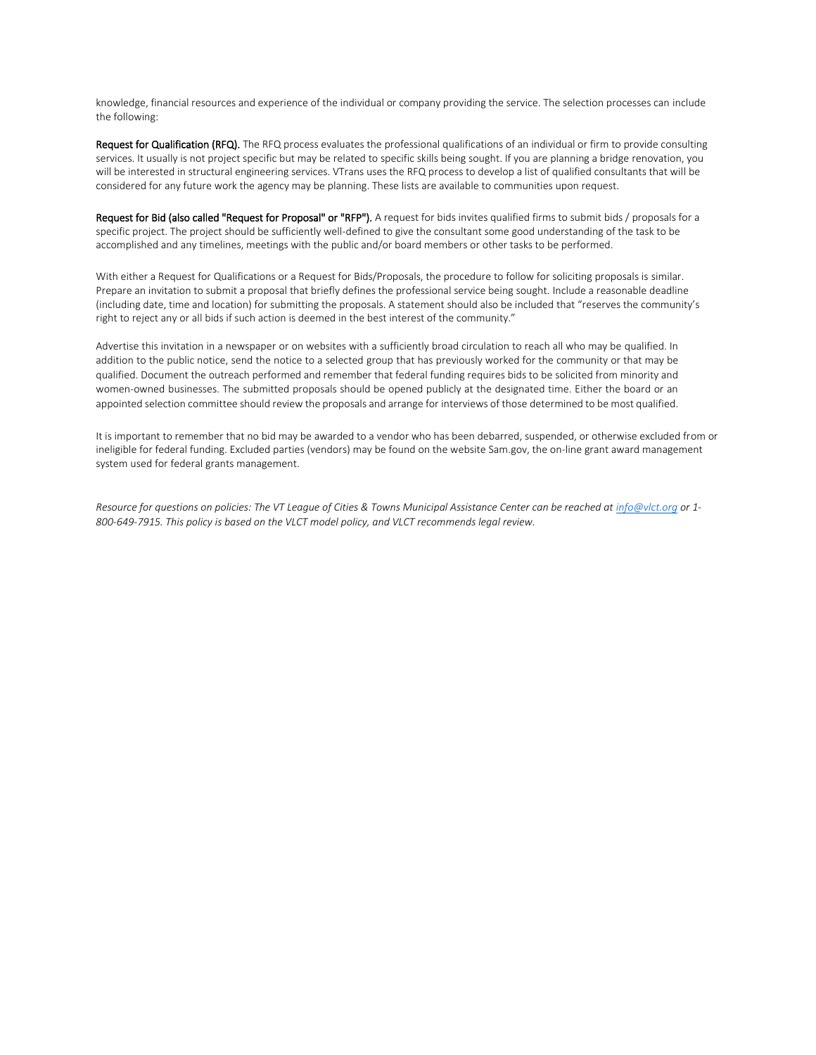knowledge, financial resources and experience of the individual or company providing the service. The selection processes can include the following:

**Request for Qualification (RFQ).** The RFQ process evaluates the professional qualifications of an individual or firm to provide consulting services. It usually is not project specific but may be related to specific skills being sought. If you are planning a bridge renovation, you will be interested in structural engineering services. VTrans uses the RFQ process to develop a list of qualified consultants that will be considered for any future work the agency may be planning. These lists are available to communities upon request.

**Request for Bid (also called "Request for Proposal" or "RFP").** A request for bids invites qualified firms to submit bids / proposals for a specific project. The project should be sufficiently well-defined to give the consultant some good understanding of the task to be accomplished and any timelines, meetings with the public and/or board members or other tasks to be performed.

With either a Request for Qualifications or a Request for Bids/Proposals, the procedure to follow for soliciting proposals is similar. Prepare an invitation to submit a proposal that briefly defines the professional service being sought. Include a reasonable deadline (including date, time and location) for submitting the proposals. A statement should also be included that "reserves the community's right to reject any or all bids if such action is deemed in the best interest of the community."

Advertise this invitation in a newspaper or on websites with a sufficiently broad circulation to reach all who may be qualified. In addition to the public notice, send the notice to a selected group that has previously worked for the community or that may be qualified. Document the outreach performed and remember that federal funding requires bids to be solicited from minority and women-owned businesses. The submitted proposals should be opened publicly at the designated time. Either the board or an appointed selection committee should review the proposals and arrange for interviews of those determined to be most qualified.

It is important to remember that no bid may be awarded to a vendor who has been debarred, suspended, or otherwise excluded from or ineligible for federal funding. Excluded parties (vendors) may be found on the website Sam.gov, the on-line grant award management system used for federal grants management.

*Resource for questions on policies: The VT League of Cities & Towns Municipal Assistance Center can be reached at [info@vlct.org](mailto:info@vlct.org) or 1-800-649-7915. This policy is based on the VLCT model policy, and VLCT recommends legal review.*